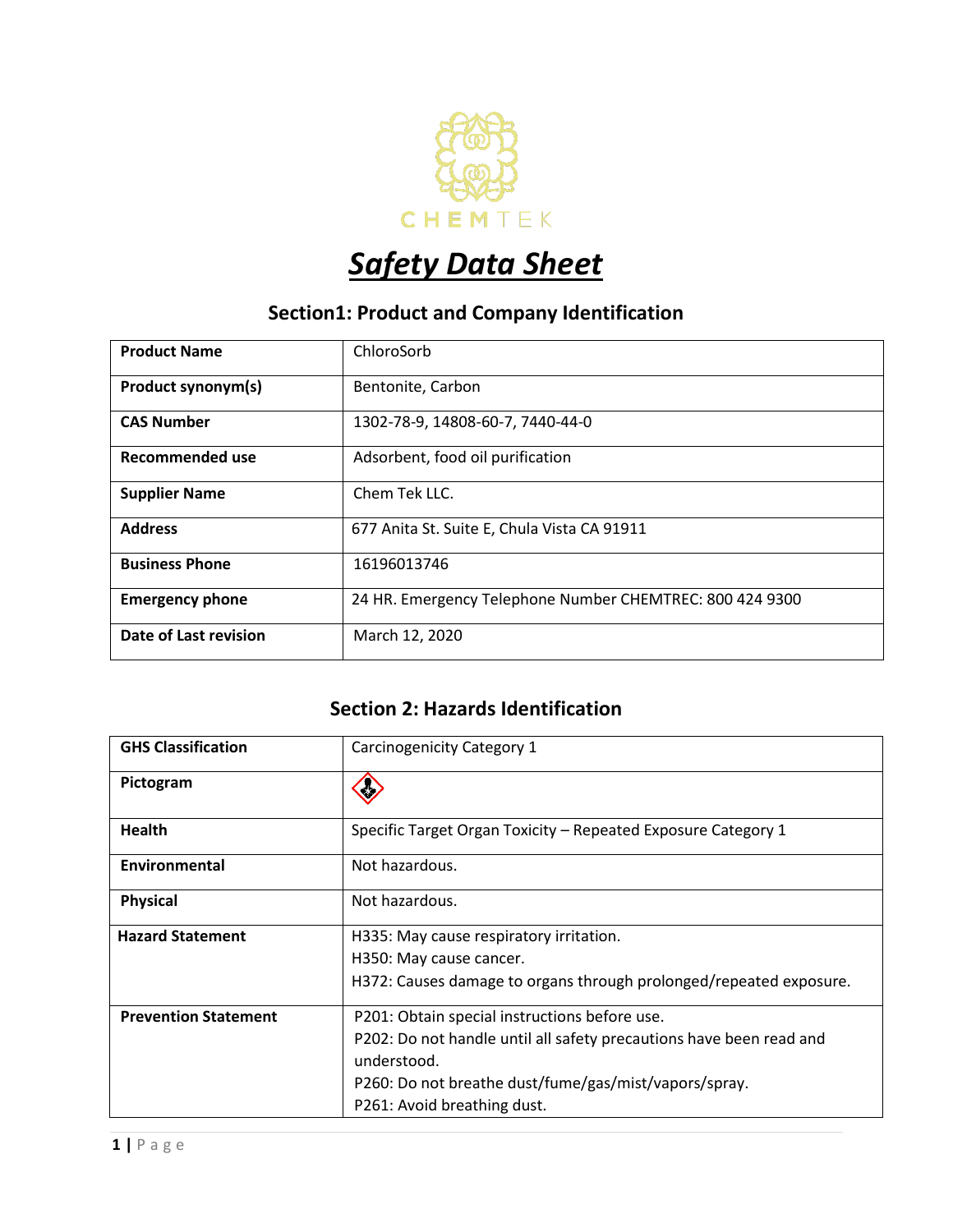CHEMTEK

# Safety Data Sheet

## Section1: Product and Company Identification

| | |
|---|---|
| **Product Name** | ChloroSorb |
| **Product synonym(s)** | Bentonite, Carbon |
| **CAS Number** | 1302-78-9, 14808-60-7, 7440-44-0 |
| **Recommended use** | Adsorbent, food oil purification |
| **Supplier Name** | Chem Tek LLC. |
| **Address** | 677 Anita St. Suite E, Chula Vista CA 91911 |
| **Business Phone** | 16196013746 |
| **Emergency phone** | 24 HR. Emergency Telephone Number CHEMTREC: 800 424 9300 |
| **Date of Last revision** | March 12, 2020 |

## Section 2: Hazards Identification

| | |
|---|---|
| **GHS Classification** | Carcinogenicity Category 1 |
| **Pictogram** | |
| **Health** | Specific Target Organ Toxicity – Repeated Exposure Category 1 |
| **Environmental** | Not hazardous. |
| **Physical** | Not hazardous. |
| **Hazard Statement** | H335: May cause respiratory irritation.<br>H350: May cause cancer.<br>H372: Causes damage to organs through prolonged/repeated exposure. |
| **Prevention Statement** | P201: Obtain special instructions before use.<br>P202: Do not handle until all safety precautions have been read and understood.<br>P260: Do not breathe dust/fume/gas/mist/vapors/spray.<br>P261: Avoid breathing dust. |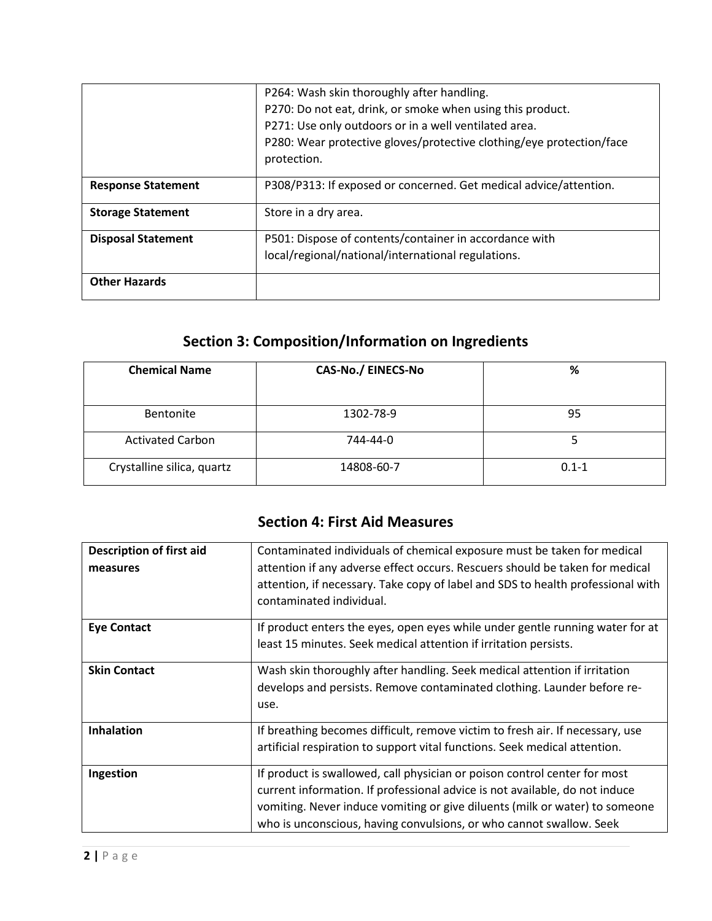| | |
|---|---|
| | P264: Wash skin thoroughly after handling.<br>P270: Do not eat, drink, or smoke when using this product.<br>P271: Use only outdoors or in a well ventilated area.<br>P280: Wear protective gloves/protective clothing/eye protection/face protection. |
| **Response Statement** | P308/P313: If exposed or concerned. Get medical advice/attention. |
| **Storage Statement** | Store in a dry area. |
| **Disposal Statement** | P501: Dispose of contents/container in accordance with local/regional/national/international regulations. |
| **Other Hazards** | |

## Section 3: Composition/Information on Ingredients

| Chemical Name | CAS-No./ EINECS-No | % |
|---|---|---|
| Bentonite | 1302-78-9 | 95 |
| Activated Carbon | 744-44-0 | 5 |
| Crystalline silica, quartz | 14808-60-7 | 0.1-1 |

## Section 4: First Aid Measures

| | |
|---|---|
| **Description of first aid measures** | Contaminated individuals of chemical exposure must be taken for medical attention if any adverse effect occurs. Rescuers should be taken for medical attention, if necessary. Take copy of label and SDS to health professional with contaminated individual. |
| **Eye Contact** | If product enters the eyes, open eyes while under gentle running water for at least 15 minutes. Seek medical attention if irritation persists. |
| **Skin Contact** | Wash skin thoroughly after handling. Seek medical attention if irritation develops and persists. Remove contaminated clothing. Launder before re-use. |
| **Inhalation** | If breathing becomes difficult, remove victim to fresh air. If necessary, use artificial respiration to support vital functions. Seek medical attention. |
| **Ingestion** | If product is swallowed, call physician or poison control center for most current information. If professional advice is not available, do not induce vomiting. Never induce vomiting or give diluents (milk or water) to someone who is unconscious, having convulsions, or who cannot swallow. Seek |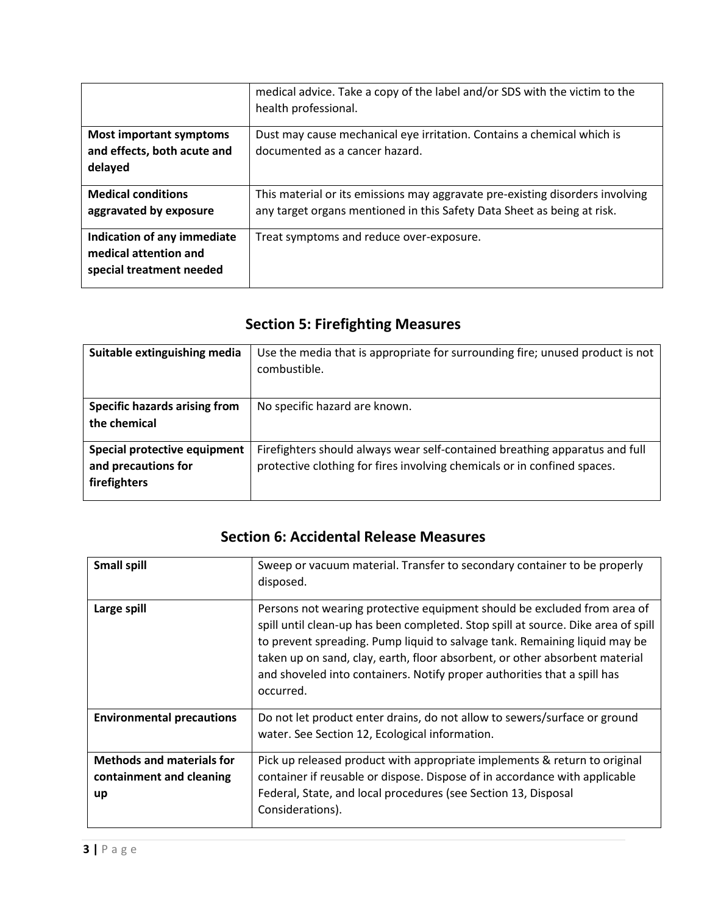| | |
|---|---|
| | medical advice. Take a copy of the label and/or SDS with the victim to the health professional. |
| **Most important symptoms and effects, both acute and delayed** | Dust may cause mechanical eye irritation. Contains a chemical which is documented as a cancer hazard. |
| **Medical conditions aggravated by exposure** | This material or its emissions may aggravate pre-existing disorders involving any target organs mentioned in this Safety Data Sheet as being at risk. |
| **Indication of any immediate medical attention and special treatment needed** | Treat symptoms and reduce over-exposure. |

## Section 5: Firefighting Measures

| | |
|---|---|
| **Suitable extinguishing media** | Use the media that is appropriate for surrounding fire; unused product is not combustible. |
| **Specific hazards arising from the chemical** | No specific hazard are known. |
| **Special protective equipment and precautions for firefighters** | Firefighters should always wear self-contained breathing apparatus and full protective clothing for fires involving chemicals or in confined spaces. |

## Section 6: Accidental Release Measures

| | |
|---|---|
| **Small spill** | Sweep or vacuum material. Transfer to secondary container to be properly disposed. |
| **Large spill** | Persons not wearing protective equipment should be excluded from area of spill until clean-up has been completed. Stop spill at source. Dike area of spill to prevent spreading. Pump liquid to salvage tank. Remaining liquid may be taken up on sand, clay, earth, floor absorbent, or other absorbent material and shoveled into containers. Notify proper authorities that a spill has occurred. |
| **Environmental precautions** | Do not let product enter drains, do not allow to sewers/surface or ground water. See Section 12, Ecological information. |
| **Methods and materials for containment and cleaning up** | Pick up released product with appropriate implements & return to original container if reusable or dispose. Dispose of in accordance with applicable Federal, State, and local procedures (see Section 13, Disposal Considerations). |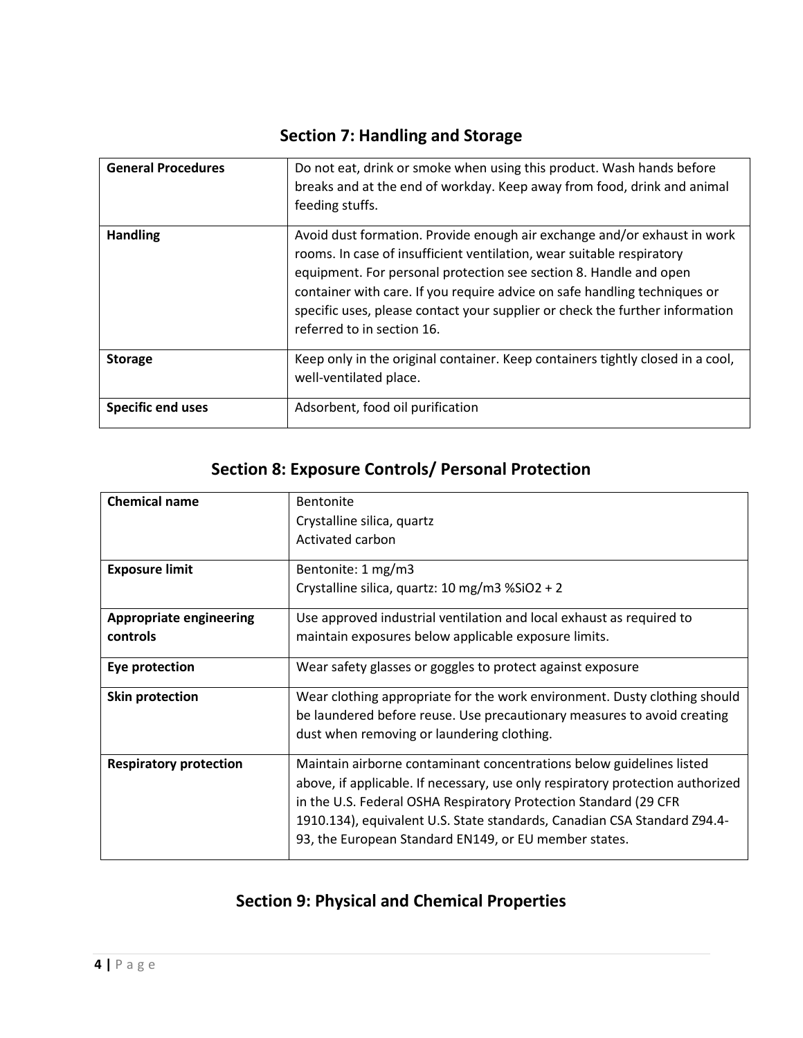## Section 7: Handling and Storage

| | |
|---|---|
| **General Procedures** | Do not eat, drink or smoke when using this product. Wash hands before breaks and at the end of workday. Keep away from food, drink and animal feeding stuffs. |
| **Handling** | Avoid dust formation. Provide enough air exchange and/or exhaust in work rooms. In case of insufficient ventilation, wear suitable respiratory equipment. For personal protection see section 8. Handle and open container with care. If you require advice on safe handling techniques or specific uses, please contact your supplier or check the further information referred to in section 16. |
| **Storage** | Keep only in the original container. Keep containers tightly closed in a cool, well-ventilated place. |
| **Specific end uses** | Adsorbent, food oil purification |

## Section 8: Exposure Controls/ Personal Protection

| | |
|---|---|
| **Chemical name** | Bentonite<br>Crystalline silica, quartz<br>Activated carbon |
| **Exposure limit** | Bentonite: 1 mg/m3<br>Crystalline silica, quartz: 10 mg/m3 %SiO2 + 2 |
| **Appropriate engineering controls** | Use approved industrial ventilation and local exhaust as required to maintain exposures below applicable exposure limits. |
| **Eye protection** | Wear safety glasses or goggles to protect against exposure |
| **Skin protection** | Wear clothing appropriate for the work environment. Dusty clothing should be laundered before reuse. Use precautionary measures to avoid creating dust when removing or laundering clothing. |
| **Respiratory protection** | Maintain airborne contaminant concentrations below guidelines listed above, if applicable. If necessary, use only respiratory protection authorized in the U.S. Federal OSHA Respiratory Protection Standard (29 CFR 1910.134), equivalent U.S. State standards, Canadian CSA Standard Z94.4-93, the European Standard EN149, or EU member states. |

## Section 9: Physical and Chemical Properties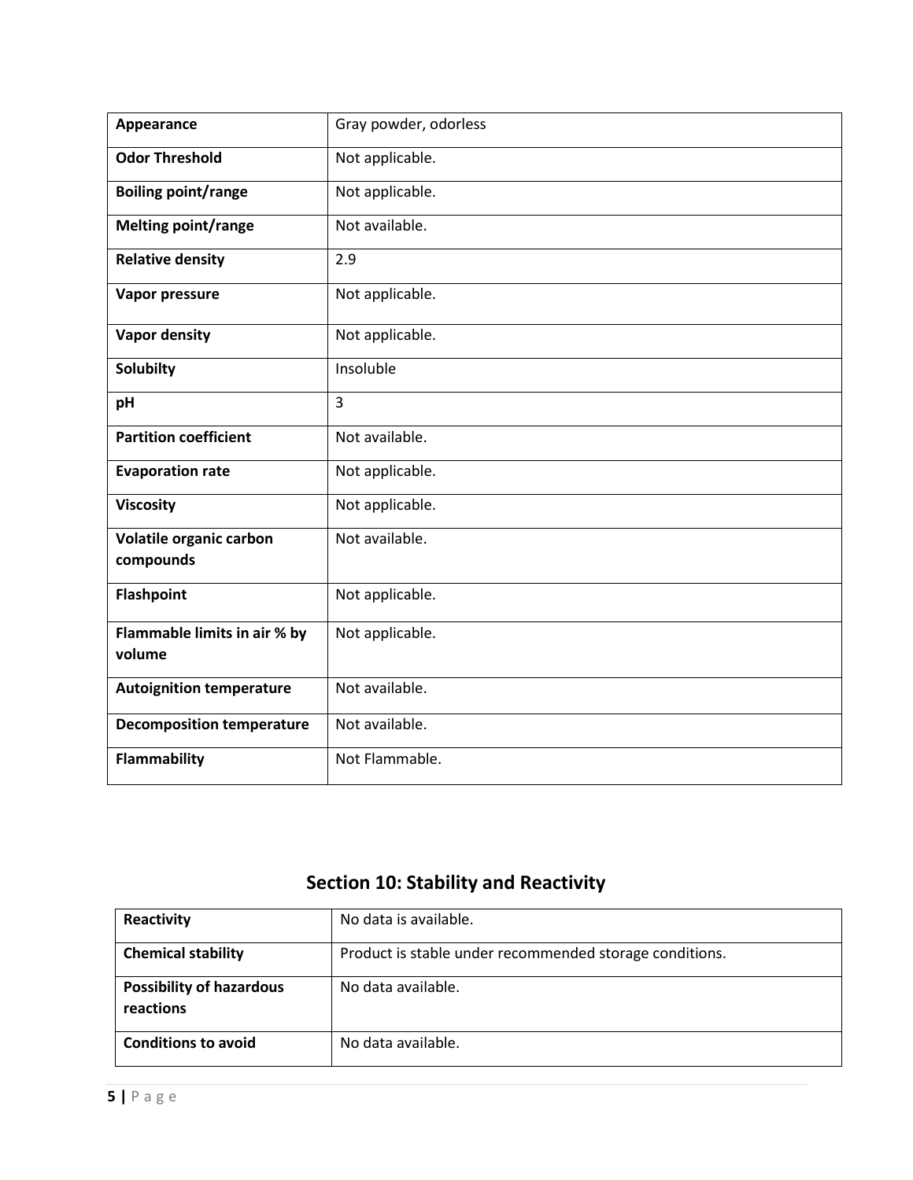| Appearance | Gray powder, odorless |
| --- | --- |
| **Odor Threshold** | Not applicable. |
| **Boiling point/range** | Not applicable. |
| **Melting point/range** | Not available. |
| **Relative density** | 2.9 |
| **Vapor pressure** | Not applicable. |
| **Vapor density** | Not applicable. |
| **Solubilty** | Insoluble |
| **pH** | 3 |
| **Partition coefficient** | Not available. |
| **Evaporation rate** | Not applicable. |
| **Viscosity** | Not applicable. |
| **Volatile organic carbon compounds** | Not available. |
| **Flashpoint** | Not applicable. |
| **Flammable limits in air % by volume** | Not applicable. |
| **Autoignition temperature** | Not available. |
| **Decomposition temperature** | Not available. |
| **Flammability** | Not Flammable. |

## Section 10: Stability and Reactivity

| Reactivity | No data is available. |
| --- | --- |
| **Chemical stability** | Product is stable under recommended storage conditions. |
| **Possibility of hazardous reactions** | No data available. |
| **Conditions to avoid** | No data available. |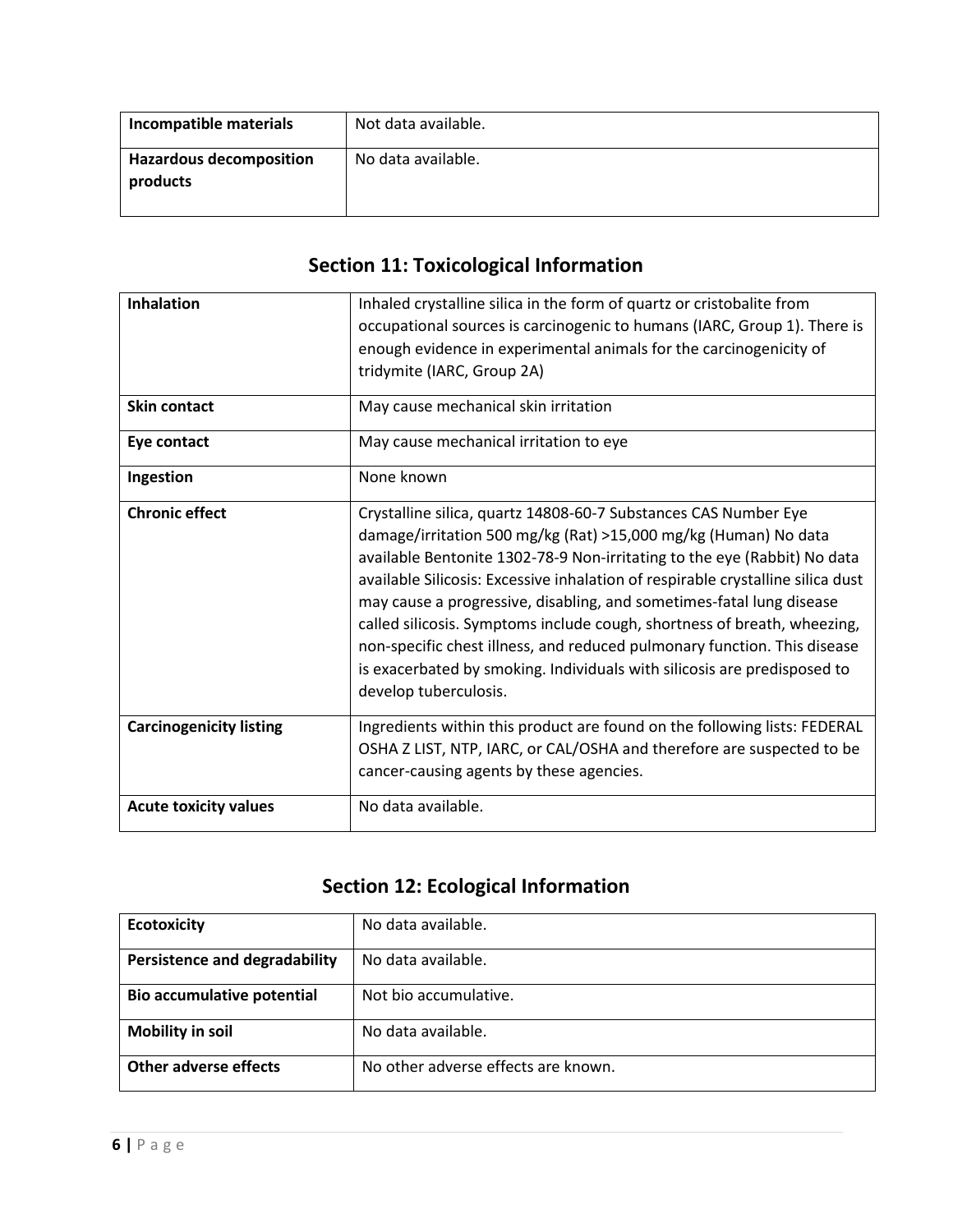| Incompatible materials | Not data available. |
|---|---|
| Hazardous decomposition products | No data available. |

## Section 11: Toxicological Information

| Inhalation | Inhaled crystalline silica in the form of quartz or cristobalite from occupational sources is carcinogenic to humans (IARC, Group 1). There is enough evidence in experimental animals for the carcinogenicity of tridymite (IARC, Group 2A) |
|---|---|
| Skin contact | May cause mechanical skin irritation |
| Eye contact | May cause mechanical irritation to eye |
| Ingestion | None known |
| Chronic effect | Crystalline silica, quartz 14808-60-7 Substances CAS Number Eye damage/irritation 500 mg/kg (Rat) >15,000 mg/kg (Human) No data available Bentonite 1302-78-9 Non-irritating to the eye (Rabbit) No data available Silicosis: Excessive inhalation of respirable crystalline silica dust may cause a progressive, disabling, and sometimes-fatal lung disease called silicosis. Symptoms include cough, shortness of breath, wheezing, non-specific chest illness, and reduced pulmonary function. This disease is exacerbated by smoking. Individuals with silicosis are predisposed to develop tuberculosis. |
| Carcinogenicity listing | Ingredients within this product are found on the following lists: FEDERAL OSHA Z LIST, NTP, IARC, or CAL/OSHA and therefore are suspected to be cancer-causing agents by these agencies. |
| Acute toxicity values | No data available. |

## Section 12: Ecological Information

| Ecotoxicity | No data available. |
|---|---|
| Persistence and degradability | No data available. |
| Bio accumulative potential | Not bio accumulative. |
| Mobility in soil | No data available. |
| Other adverse effects | No other adverse effects are known. |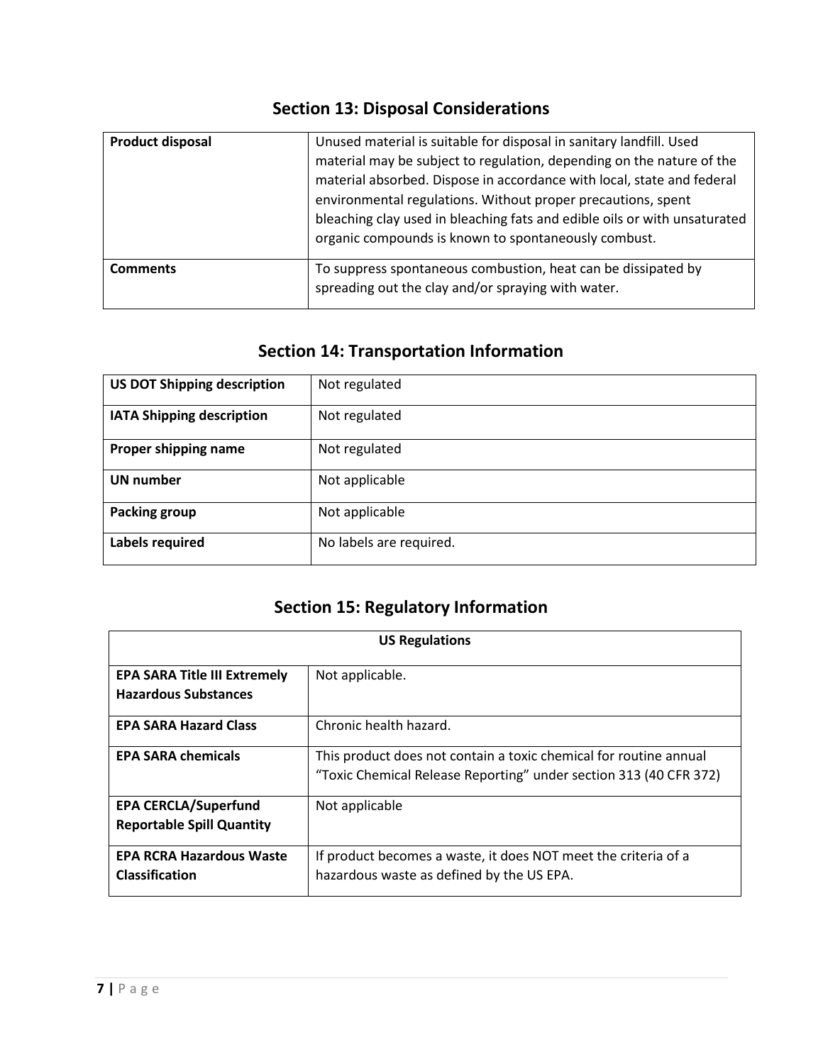## Section 13: Disposal Considerations

| | |
|---|---|
| **Product disposal** | Unused material is suitable for disposal in sanitary landfill. Used material may be subject to regulation, depending on the nature of the material absorbed. Dispose in accordance with local, state and federal environmental regulations. Without proper precautions, spent bleaching clay used in bleaching fats and edible oils or with unsaturated organic compounds is known to spontaneously combust. |
| **Comments** | To suppress spontaneous combustion, heat can be dissipated by spreading out the clay and/or spraying with water. |

## Section 14: Transportation Information

| | |
|---|---|
| **US DOT Shipping description** | Not regulated |
| **IATA Shipping description** | Not regulated |
| **Proper shipping name** | Not regulated |
| **UN number** | Not applicable |
| **Packing group** | Not applicable |
| **Labels required** | No labels are required. |

## Section 15: Regulatory Information

| **US Regulations** | |
|---|---|
| **EPA SARA Title III Extremely Hazardous Substances** | Not applicable. |
| **EPA SARA Hazard Class** | Chronic health hazard. |
| **EPA SARA chemicals** | This product does not contain a toxic chemical for routine annual "Toxic Chemical Release Reporting" under section 313 (40 CFR 372) |
| **EPA CERCLA/Superfund Reportable Spill Quantity** | Not applicable |
| **EPA RCRA Hazardous Waste Classification** | If product becomes a waste, it does NOT meet the criteria of a hazardous waste as defined by the US EPA. |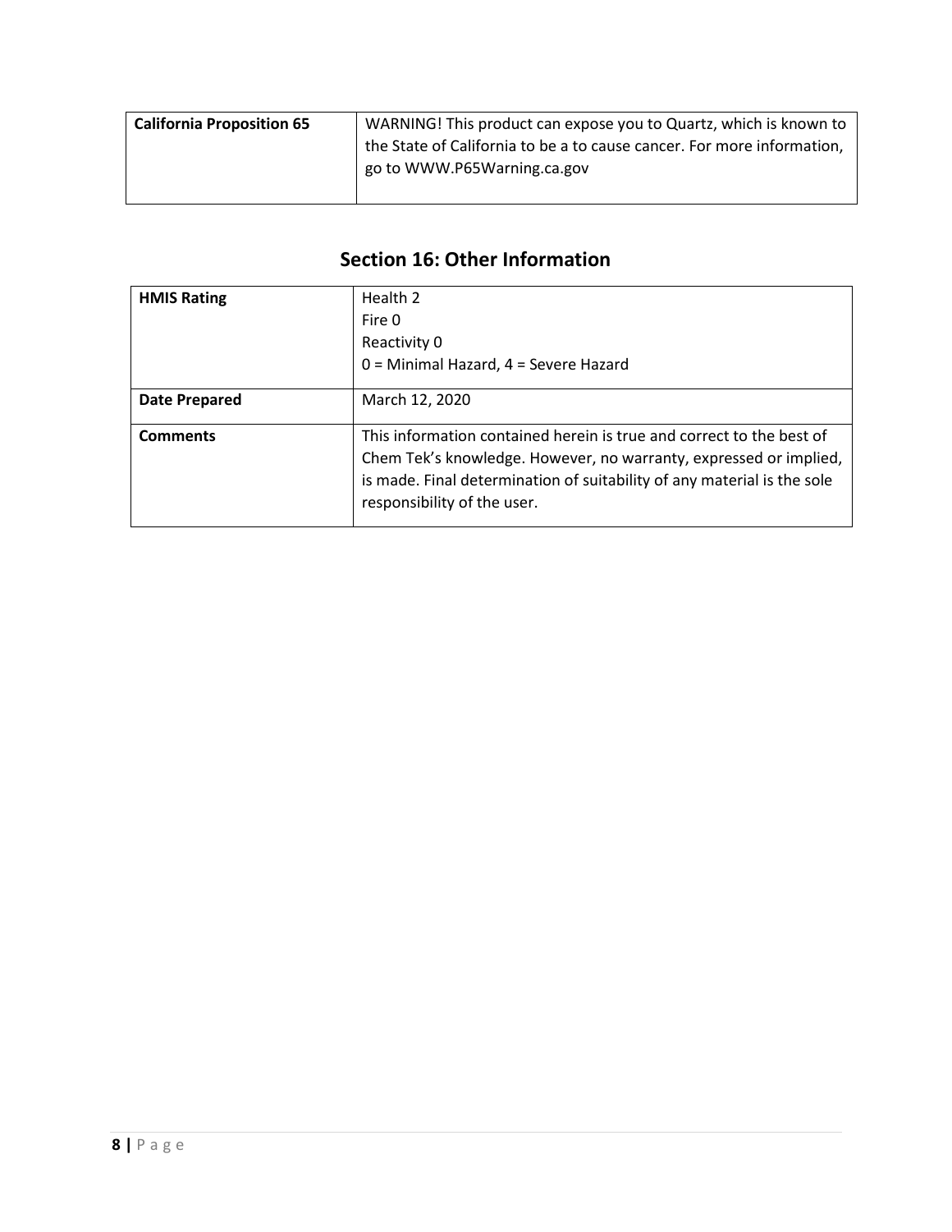| | |
|---|---|
| **California Proposition 65** | WARNING! This product can expose you to Quartz, which is known to the State of California to be a to cause cancer. For more information, go to WWW.P65Warning.ca.gov |

## Section 16: Other Information

| | |
|---|---|
| **HMIS Rating** | Health 2<br>Fire 0<br>Reactivity 0<br>0 = Minimal Hazard, 4 = Severe Hazard |
| **Date Prepared** | March 12, 2020 |
| **Comments** | This information contained herein is true and correct to the best of Chem Tek's knowledge. However, no warranty, expressed or implied, is made. Final determination of suitability of any material is the sole responsibility of the user. |